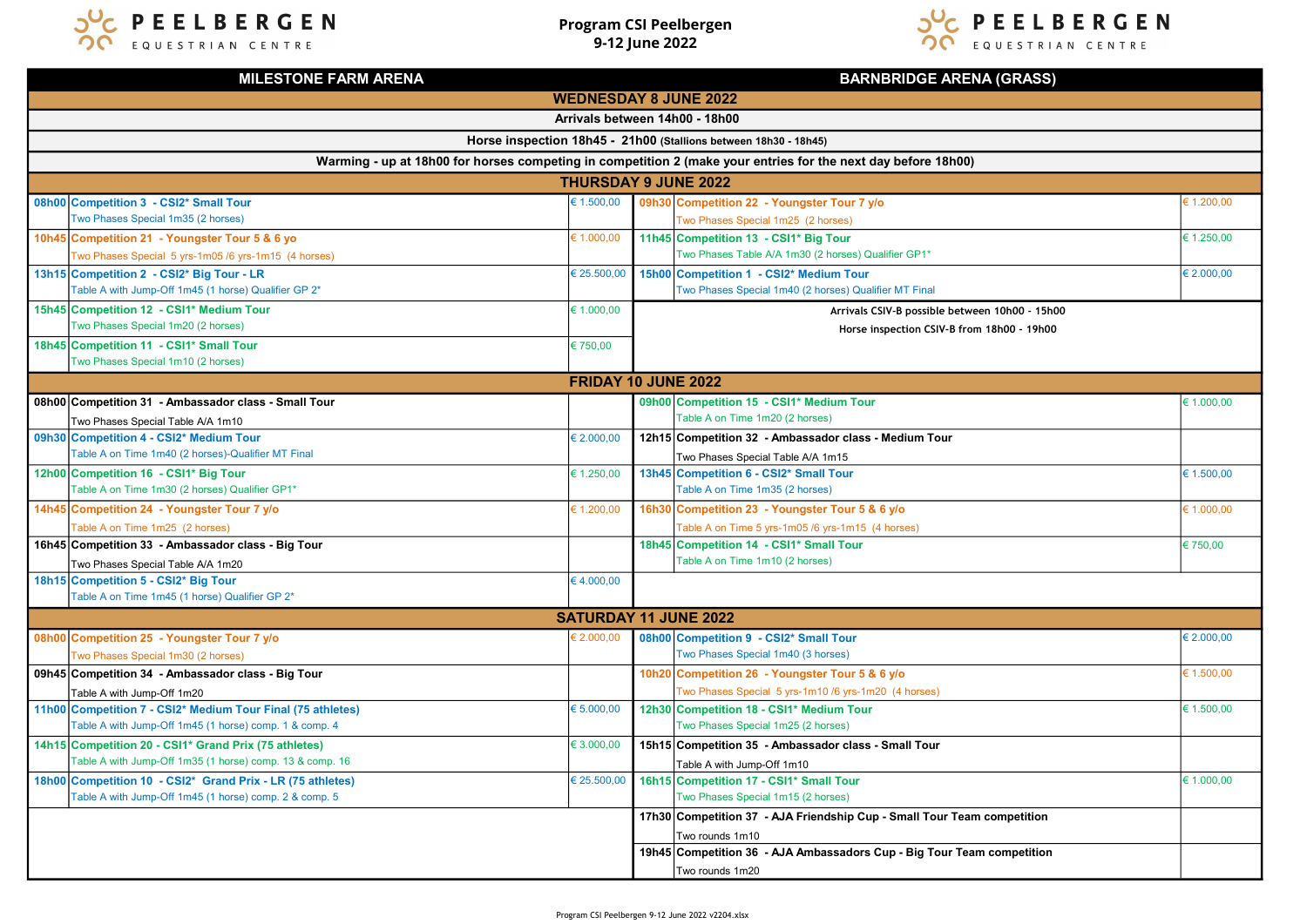# Program CSI Peelbergen
## 9-12 June 2022

PEELBERGEN EQUESTRIAN CENTRE

| Time | MILESTONE FARM ARENA | Prize | Time | BARNBRIDGE ARENA (GRASS) | Prize |
|---|---|---|---|---|---|
| **WEDNESDAY 8 JUNE 2022** | | | | | |
| Arrivals between 14h00 - 18h00 | | | | | |
| Horse inspection 18h45 - 21h00 (Stallions between 18h30 - 18h45) | | | | | |
| Warming - up at 18h00 for horses competing in competition 2 (make your entries for the next day before 18h00) | | | | | |
| **THURSDAY 9 JUNE 2022** | | | | | |
| 08h00 | **Competition 3 - CSI2* Small Tour**<br>Two Phases Special 1m35 (2 horses) | € 1.500,00 | 09h30 | **Competition 22 - Youngster Tour 7 y/o**<br>Two Phases Special 1m25 (2 horses) | € 1.200,00 |
| 10h45 | **Competition 21 - Youngster Tour 5 & 6 yo**<br>Two Phases Special 5 yrs-1m05 /6 yrs-1m15 (4 horses) | € 1.000,00 | 11h45 | **Competition 13 - CSI1* Big Tour**<br>Two Phases Table A/A 1m30 (2 horses) Qualifier GP1* | € 1.250,00 |
| 13h15 | **Competition 2 - CSI2* Big Tour - LR**<br>Table A with Jump-Off 1m45 (1 horse) Qualifier GP 2* | € 25.500,00 | 15h00 | **Competition 1 - CSI2* Medium Tour**<br>Two Phases Special 1m40 (2 horses) Qualifier MT Final | € 2.000,00 |
| 15h45 | **Competition 12 - CSI1* Medium Tour**<br>Two Phases Special 1m20 (2 horses) | € 1.000,00 | | Arrivals CSIV-B possible between 10h00 - 15h00<br>Horse inspection CSIV-B from 18h00 - 19h00 | |
| 18h45 | **Competition 11 - CSI1* Small Tour**<br>Two Phases Special 1m10 (2 horses) | € 750,00 | | | |
| **FRIDAY 10 JUNE 2022** | | | | | |
| 08h00 | **Competition 31 - Ambassador class - Small Tour**<br>Two Phases Special Table A/A 1m10 | | 09h00 | **Competition 15 - CSI1* Medium Tour**<br>Table A on Time 1m20 (2 horses) | € 1.000,00 |
| 09h30 | **Competition 4 - CSI2* Medium Tour**<br>Table A on Time 1m40 (2 horses)-Qualifier MT Final | € 2.000,00 | 12h15 | **Competition 32 - Ambassador class - Medium Tour**<br>Two Phases Special Table A/A 1m15 | |
| 12h00 | **Competition 16 - CSI1* Big Tour**<br>Table A on Time 1m30 (2 horses) Qualifier GP1* | € 1.250,00 | 13h45 | **Competition 6 - CSI2* Small Tour**<br>Table A on Time 1m35 (2 horses) | € 1.500,00 |
| 14h45 | **Competition 24 - Youngster Tour 7 y/o**<br>Table A on Time 1m25 (2 horses) | € 1.200,00 | 16h30 | **Competition 23 - Youngster Tour 5 & 6 y/o**<br>Table A on Time 5 yrs-1m05 /6 yrs-1m15 (4 horses) | € 1.000,00 |
| 16h45 | **Competition 33 - Ambassador class - Big Tour**<br>Two Phases Special Table A/A 1m20 | | 18h45 | **Competition 14 - CSI1* Small Tour**<br>Table A on Time 1m10 (2 horses) | € 750,00 |
| 18h15 | **Competition 5 - CSI2* Big Tour**<br>Table A on Time 1m45 (1 horse) Qualifier GP 2* | € 4.000,00 | | | |
| **SATURDAY 11 JUNE 2022** | | | | | |
| 08h00 | **Competition 25 - Youngster Tour 7 y/o**<br>Two Phases Special 1m30 (2 horses) | € 2.000,00 | 08h00 | **Competition 9 - CSI2* Small Tour**<br>Two Phases Special 1m40 (3 horses) | € 2.000,00 |
| 09h45 | **Competition 34 - Ambassador class - Big Tour**<br>Table A with Jump-Off 1m20 | | 10h20 | **Competition 26 - Youngster Tour 5 & 6 y/o**<br>Two Phases Special 5 yrs-1m10 /6 yrs-1m20 (4 horses) | € 1.500,00 |
| 11h00 | **Competition 7 - CSI2* Medium Tour Final (75 athletes)**<br>Table A with Jump-Off 1m45 (1 horse) comp. 1 & comp. 4 | € 5.000,00 | 12h30 | **Competition 18 - CSI1* Medium Tour**<br>Two Phases Special 1m25 (2 horses) | € 1.500,00 |
| 14h15 | **Competition 20 - CSI1* Grand Prix (75 athletes)**<br>Table A with Jump-Off 1m35 (1 horse) comp. 13 & comp. 16 | € 3.000,00 | 15h15 | **Competition 35 - Ambassador class - Small Tour**<br>Table A with Jump-Off 1m10 | |
| 18h00 | **Competition 10 - CSI2* Grand Prix - LR (75 athletes)**<br>Table A with Jump-Off 1m45 (1 horse) comp. 2 & comp. 5 | € 25.500,00 | 16h15 | **Competition 17 - CSI1* Small Tour**<br>Two Phases Special 1m15 (2 horses) | € 1.000,00 |
| | | | 17h30 | **Competition 37 - AJA Friendship Cup - Small Tour Team competition**<br>Two rounds 1m10 | |
| | | | 19h45 | **Competition 36 - AJA Ambassadors Cup - Big Tour Team competition**<br>Two rounds 1m20 | |

Program CSI Peelbergen 9-12 June 2022 v2204.xlsx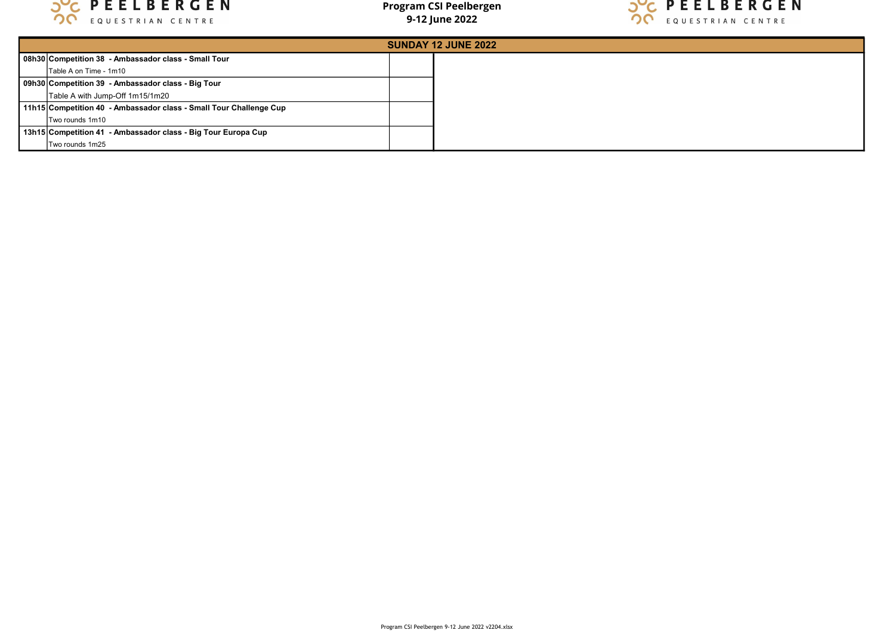# SUNDAY 12 JUNE 2022

| | | |
|---|---|---|
| **08h30** | **Competition 38 - Ambassador class - Small Tour** | |
| | Table A on Time - 1m10 | |
| **09h30** | **Competition 39 - Ambassador class - Big Tour** | |
| | Table A with Jump-Off 1m15/1m20 | |
| **11h15** | **Competition 40 - Ambassador class - Small Tour Challenge Cup** | |
| | Two rounds 1m10 | |
| **13h15** | **Competition 41 - Ambassador class - Big Tour Europa Cup** | |
| | Two rounds 1m25 | |

Program CSI Peelbergen 9-12 June 2022 v2204.xlsx